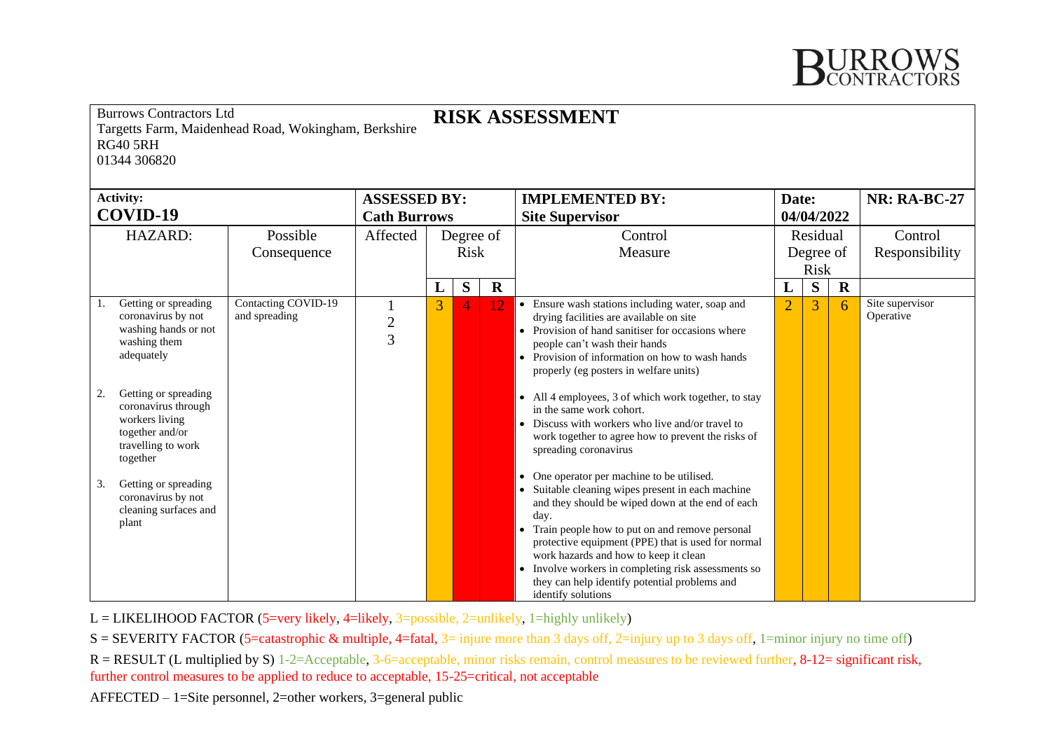BURROWS CONTRACTORS

Burrows Contractors Ltd
Targetts Farm, Maidenhead Road, Wokingham, Berkshire
RG40 5RH
01344 306820

# RISK ASSESSMENT

| **Activity:** **COVID-19** | | **ASSESSED BY:** **Cath Burrows** | | | | **IMPLEMENTED BY:** **Site Supervisor** | **Date:** **04/04/2022** | | | **NR: RA-BC-27** |
|---|---|---|---|---|---|---|---|---|---|---|
| HAZARD: | Possible Consequence | Affected | Degree of Risk | | | Control Measure | Residual Degree of Risk | | | Control Responsibility |
| | | | **L** | **S** | **R** | | **L** | **S** | **R** | |
| 1. Getting or spreading coronavirus by not washing hands or not washing them adequately<br><br>2. Getting or spreading coronavirus through workers living together and/or travelling to work together<br><br>3. Getting or spreading coronavirus by not cleaning surfaces and plant | Contacting COVID-19 and spreading | 1<br>2<br>3 | 3 | 4 | 12 | • Ensure wash stations including water, soap and drying facilities are available on site<br>• Provision of hand sanitiser for occasions where people can't wash their hands<br>• Provision of information on how to wash hands properly (eg posters in welfare units)<br><br>• All 4 employees, 3 of which work together, to stay in the same work cohort.<br>• Discuss with workers who live and/or travel to work together to agree how to prevent the risks of spreading coronavirus<br><br>• One operator per machine to be utilised.<br>• Suitable cleaning wipes present in each machine and they should be wiped down at the end of each day.<br>• Train people how to put on and remove personal protective equipment (PPE) that is used for normal work hazards and how to keep it clean<br>• Involve workers in completing risk assessments so they can help identify potential problems and identify solutions | 2 | 3 | 6 | Site supervisor<br>Operative |

L = LIKELIHOOD FACTOR (5=very likely, 4=likely, 3=possible, 2=unlikely, 1=highly unlikely)

S = SEVERITY FACTOR (5=catastrophic & multiple, 4=fatal, 3= injure more than 3 days off, 2=injury up to 3 days off, 1=minor injury no time off)

R = RESULT (L multiplied by S) 1-2=Acceptable, 3-6=acceptable, minor risks remain, control measures to be reviewed further, 8-12= significant risk, further control measures to be applied to reduce to acceptable, 15-25=critical, not acceptable

AFFECTED – 1=Site personnel, 2=other workers, 3=general public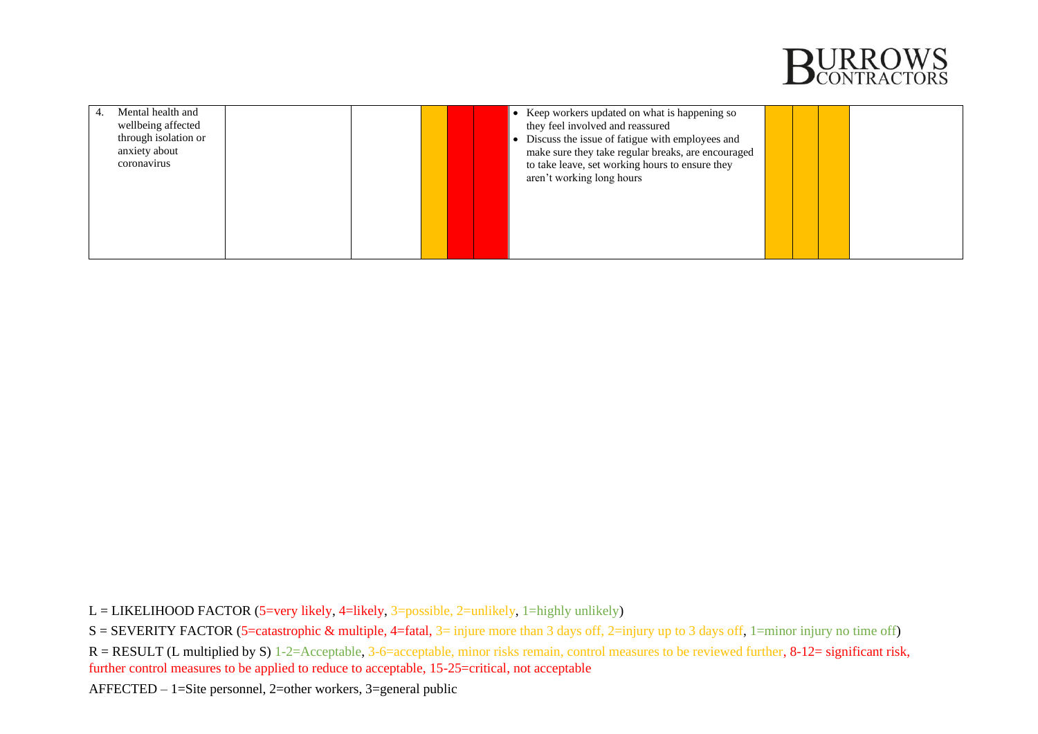| | | | | | | | | | | |
|---|---|---|---|---|---|---|---|---|---|---|
| 4. Mental health and wellbeing affected through isolation or anxiety about coronavirus | | | | | | • Keep workers updated on what is happening so they feel involved and reassured<br>• Discuss the issue of fatigue with employees and make sure they take regular breaks, are encouraged to take leave, set working hours to ensure they aren't working long hours | | | | |

L = LIKELIHOOD FACTOR (5=very likely, 4=likely, 3=possible, 2=unlikely, 1=highly unlikely)

S = SEVERITY FACTOR (5=catastrophic & multiple, 4=fatal, 3= injure more than 3 days off, 2=injury up to 3 days off, 1=minor injury no time off)

R = RESULT (L multiplied by S) 1-2=Acceptable, 3-6=acceptable, minor risks remain, control measures to be reviewed further, 8-12= significant risk, further control measures to be applied to reduce to acceptable, 15-25=critical, not acceptable

AFFECTED – 1=Site personnel, 2=other workers, 3=general public